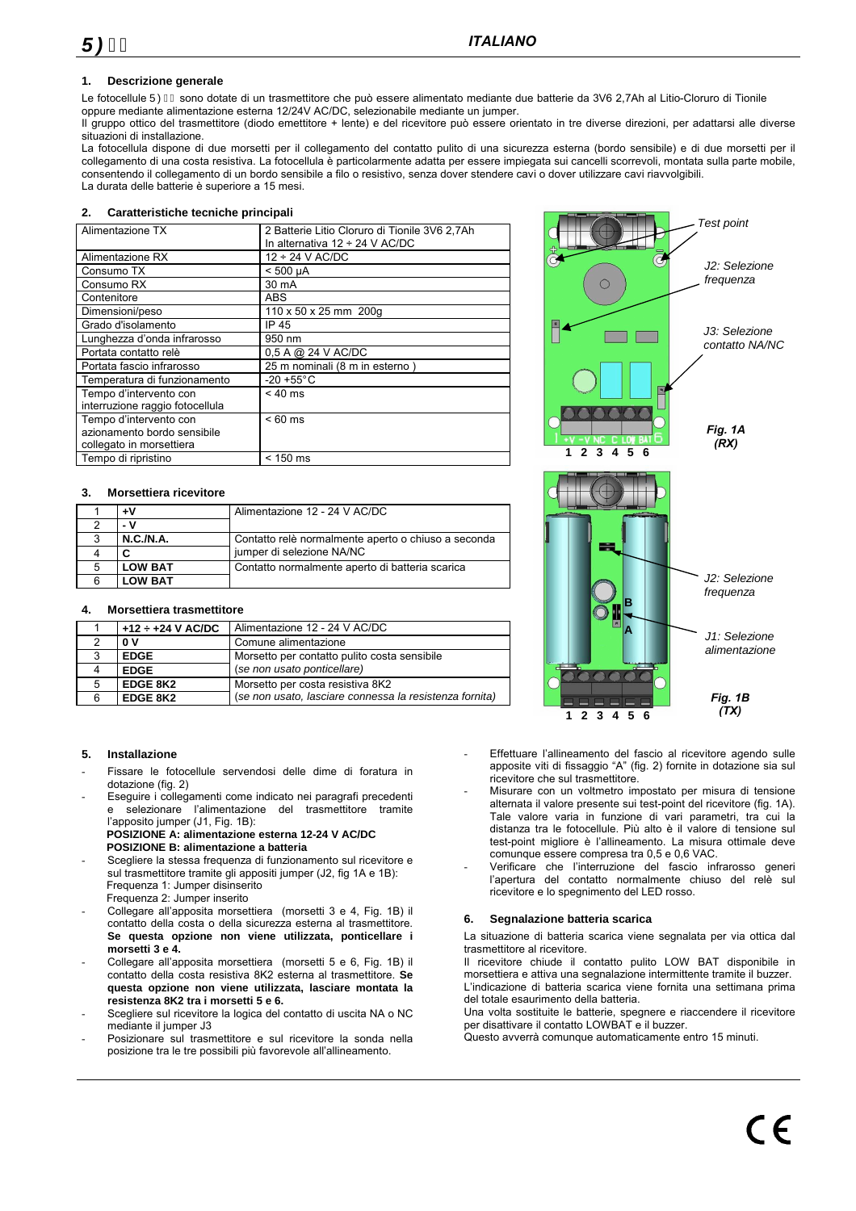## ITALIANO

### 1. Descrizione generale

Le fotocellule 5 ) sono dotate di un trasmettitore che può essere alimentato mediante due batterie da 3V6 2,7Ah al Litio-Cloruro di Tionile oppure mediante alimentazione esterna 12/24V AC/DC, selezionabile mediante un jumper.
Il gruppo ottico del trasmettitore (diodo emettitore + lente) e del ricevitore può essere orientato in tre diverse direzioni, per adattarsi alle diverse situazioni di installazione.
La fotocellula dispone di due morsetti per il collegamento del contatto pulito di una sicurezza esterna (bordo sensibile) e di due morsetti per il collegamento di una costa resistiva. La fotocellula è particolarmente adatta per essere impiegata sui cancelli scorrevoli, montata sulla parte mobile, consentendo il collegamento di un bordo sensibile a filo o resistivo, senza dover stendere cavi o dover utilizzare cavi riavvolgibili.
La durata delle batterie è superiore a 15 mesi.

### 2. Caratteristiche tecniche principali

| | |
|---|---|
| Alimentazione TX | 2 Batterie Litio Cloruro di Tionile 3V6 2,7Ah In alternativa 12 ÷ 24 V AC/DC |
| Alimentazione RX | 12 ÷ 24 V AC/DC |
| Consumo TX | < 500 µA |
| Consumo RX | 30 mA |
| Contenitore | ABS |
| Dimensioni/peso | 110 x 50 x 25 mm 200g |
| Grado d'isolamento | IP 45 |
| Lunghezza d'onda infrarosso | 950 nm |
| Portata contatto relè | 0,5 A @ 24 V AC/DC |
| Portata fascio infrarosso | 25 m nominali (8 m in esterno ) |
| Temperatura di funzionamento | -20 +55°C |
| Tempo d'intervento con interruzione raggio fotocellula | < 40 ms |
| Tempo d'intervento con azionamento bordo sensibile collegato in morsettiera | < 60 ms |
| Tempo di ripristino | < 150 ms |

Test point

J2: Selezione frequenza

J3: Selezione contatto NA/NC

1 2 3 4 5 6

*Fig. 1A (RX)*

J2: Selezione frequenza

J1: Selezione alimentazione

1 2 3 4 5 6

*Fig. 1B (TX)*

### 3. Morsettiera ricevitore

| | | |
|---|---|---|
| 1 | **+V** | Alimentazione 12 - 24 V AC/DC |
| 2 | **- V** | |
| 3 | **N.C./N.A.** | Contatto relè normalmente aperto o chiuso a seconda jumper di selezione NA/NC |
| 4 | **C** | |
| 5 | **LOW BAT** | Contatto normalmente aperto di batteria scarica |
| 6 | **LOW BAT** | |

### 4. Morsettiera trasmettitore

| | | |
|---|---|---|
| 1 | **+12 ÷ +24 V AC/DC** | Alimentazione 12 - 24 V AC/DC |
| 2 | **0 V** | Comune alimentazione |
| 3 | **EDGE** | Morsetto per contatto pulito costa sensibile |
| 4 | **EDGE** | *(se non usato ponticellare)* |
| 5 | **EDGE 8K2** | Morsetto per costa resistiva 8K2 |
| 6 | **EDGE 8K2** | *(se non usato, lasciare connessa la resistenza fornita)* |

### 5. Installazione

- Fissare le fotocellule servendosi delle dime di foratura in dotazione (fig. 2)
- Eseguire i collegamenti come indicato nei paragrafi precedenti e selezionare l'alimentazione del trasmettitore tramite l'apposito jumper (J1, Fig. 1B):
  **POSIZIONE A: alimentazione esterna 12-24 V AC/DC**
  **POSIZIONE B: alimentazione a batteria**
- Scegliere la stessa frequenza di funzionamento sul ricevitore e sul trasmettitore tramite gli appositi jumper (J2, fig 1A e 1B):
  Frequenza 1: Jumper disinserito
  Frequenza 2: Jumper inserito
- Collegare all'apposita morsettiera (morsetti 3 e 4, Fig. 1B) il contatto della costa o della sicurezza esterna al trasmettitore. **Se questa opzione non viene utilizzata, ponticellare i morsetti 3 e 4.**
- Collegare all'apposita morsettiera (morsetti 5 e 6, Fig. 1B) il contatto della costa resistiva 8K2 esterna al trasmettitore. **Se questa opzione non viene utilizzata, lasciare montata la resistenza 8K2 tra i morsetti 5 e 6.**
- Scegliere sul ricevitore la logica del contatto di uscita NA o NC mediante il jumper J3
- Posizionare sul trasmettitore e sul ricevitore la sonda nella posizione tra le tre possibili più favorevole all'allineamento.
- Effettuare l'allineamento del fascio al ricevitore agendo sulle apposite viti di fissaggio "A" (fig. 2) fornite in dotazione sia sul ricevitore che sul trasmettitore.
- Misurare con un voltmetro impostato per misura di tensione alternata il valore presente sui test-point del ricevitore (fig. 1A). Tale valore varia in funzione di vari parametri, tra cui la distanza tra le fotocellule. Più alto è il valore di tensione sul test-point migliore è l'allineamento. La misura ottimale deve comunque essere compresa tra 0,5 e 0,6 VAC.
- Verificare che l'interruzione del fascio infrarosso generi l'apertura del contatto normalmente chiuso del relè sul ricevitore e lo spegnimento del LED rosso.

### 6. Segnalazione batteria scarica

La situazione di batteria scarica viene segnalata per via ottica dal trasmettitore al ricevitore.
Il ricevitore chiude il contatto pulito LOW BAT disponibile in morsettiera e attiva una segnalazione intermittente tramite il buzzer.
L'indicazione di batteria scarica viene fornita una settimana prima del totale esaurimento della batteria.
Una volta sostituite le batterie, spegnere e riaccendere il ricevitore per disattivare il contatto LOWBAT e il buzzer.
Questo avverrà comunque automaticamente entro 15 minuti.

CE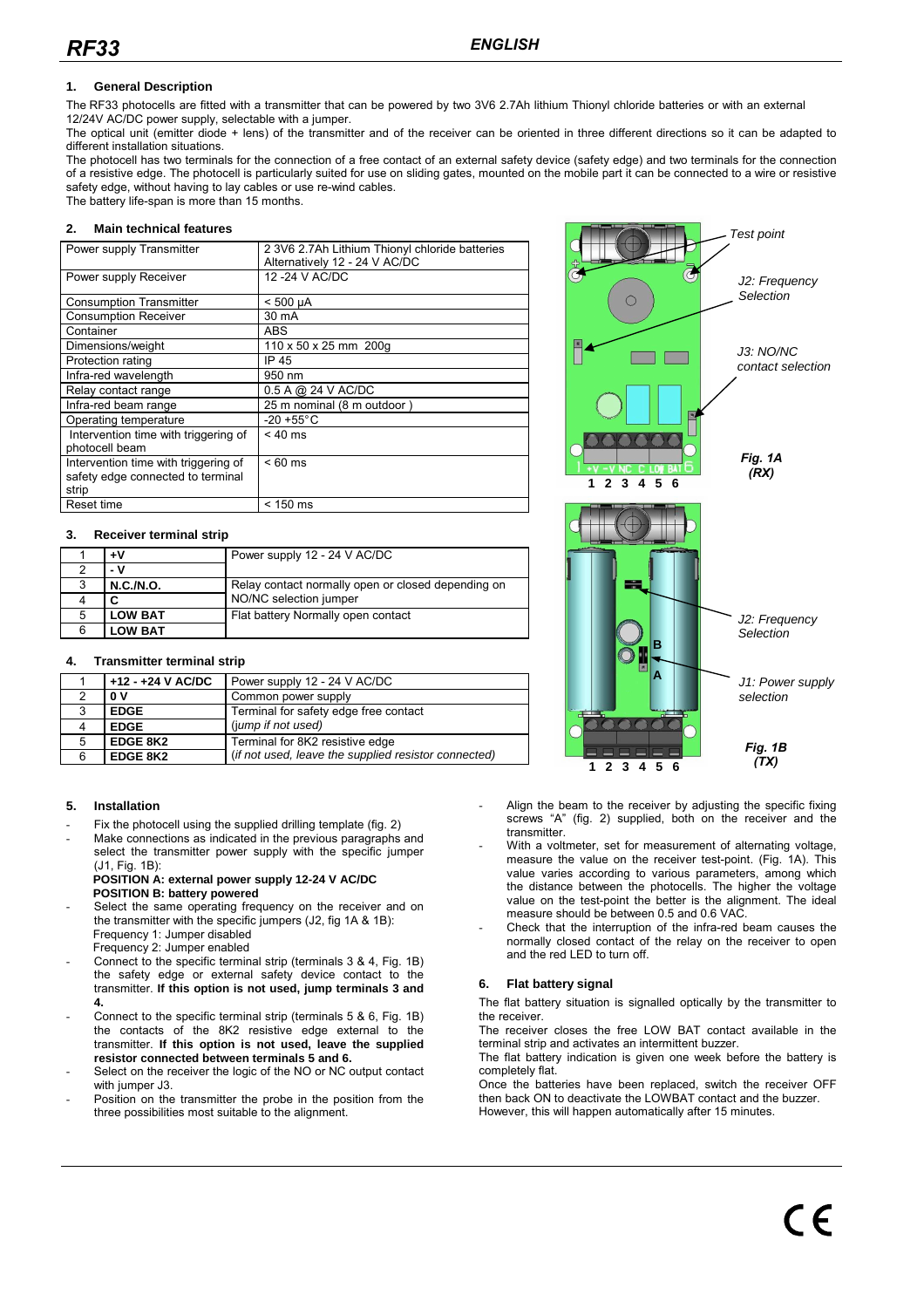## 1. General Description

The RF33 photocells are fitted with a transmitter that can be powered by two 3V6 2.7Ah lithium Thionyl chloride batteries or with an external 12/24V AC/DC power supply, selectable with a jumper.

The optical unit (emitter diode + lens) of the transmitter and of the receiver can be oriented in three different directions so it can be adapted to different installation situations.

The photocell has two terminals for the connection of a free contact of an external safety device (safety edge) and two terminals for the connection of a resistive edge. The photocell is particularly suited for use on sliding gates, mounted on the mobile part it can be connected to a wire or resistive safety edge, without having to lay cables or use re-wind cables.

The battery life-span is more than 15 months.

## 2. Main technical features

| | |
|---|---|
| Power supply Transmitter | 2 3V6 2.7Ah Lithium Thionyl chloride batteries Alternatively 12 - 24 V AC/DC |
| Power supply Receiver | 12 -24 V AC/DC |
| Consumption Transmitter | < 500 µA |
| Consumption Receiver | 30 mA |
| Container | ABS |
| Dimensions/weight | 110 x 50 x 25 mm 200g |
| Protection rating | IP 45 |
| Infra-red wavelength | 950 nm |
| Relay contact range | 0.5 A @ 24 V AC/DC |
| Infra-red beam range | 25 m nominal (8 m outdoor ) |
| Operating temperature | -20 +55°C |
| Intervention time with triggering of photocell beam | < 40 ms |
| Intervention time with triggering of safety edge connected to terminal strip | < 60 ms |
| Reset time | < 150 ms |

## 3. Receiver terminal strip

| | | |
|---|---|---|
| 1 | **+V** | Power supply 12 - 24 V AC/DC |
| 2 | **- V** | |
| 3 | **N.C./N.O.** | Relay contact normally open or closed depending on NO/NC selection jumper |
| 4 | **C** | |
| 5 | **LOW BAT** | Flat battery Normally open contact |
| 6 | **LOW BAT** | |

## 4. Transmitter terminal strip

| | | |
|---|---|---|
| 1 | **+12 - +24 V AC/DC** | Power supply 12 - 24 V AC/DC |
| 2 | **0 V** | Common power supply |
| 3 | **EDGE** | Terminal for safety edge free contact |
| 4 | **EDGE** | *(jump if not used)* |
| 5 | **EDGE 8K2** | Terminal for 8K2 resistive edge |
| 6 | **EDGE 8K2** | *(if not used, leave the supplied resistor connected)* |

*Test point*

*J2: Frequency Selection*

*J3: NO/NC contact selection*

+V -V NC C LOW BAT

1 2 3 4 5 6

***Fig. 1A (RX)***

*J2: Frequency Selection*

*J1: Power supply selection*

B A

1 2 3 4 5 6

***Fig. 1B (TX)***

## 5. Installation

- Fix the photocell using the supplied drilling template (fig. 2)
- Make connections as indicated in the previous paragraphs and select the transmitter power supply with the specific jumper (J1, Fig. 1B):
  **POSITION A: external power supply 12-24 V AC/DC**
  **POSITION B: battery powered**
- Select the same operating frequency on the receiver and on the transmitter with the specific jumpers (J2, fig 1A & 1B):
  Frequency 1: Jumper disabled
  Frequency 2: Jumper enabled
- Connect to the specific terminal strip (terminals 3 & 4, Fig. 1B) the safety edge or external safety device contact to the transmitter. **If this option is not used, jump terminals 3 and 4.**
- Connect to the specific terminal strip (terminals 5 & 6, Fig. 1B) the contacts of the 8K2 resistive edge external to the transmitter. **If this option is not used, leave the supplied resistor connected between terminals 5 and 6.**
- Select on the receiver the logic of the NO or NC output contact with jumper J3.
- Position on the transmitter the probe in the position from the three possibilities most suitable to the alignment.
- Align the beam to the receiver by adjusting the specific fixing screws "A" (fig. 2) supplied, both on the receiver and the transmitter.
- With a voltmeter, set for measurement of alternating voltage, measure the value on the receiver test-point. (Fig. 1A). This value varies according to various parameters, among which the distance between the photocells. The higher the voltage value on the test-point the better is the alignment. The ideal measure should be between 0.5 and 0.6 VAC.
- Check that the interruption of the infra-red beam causes the normally closed contact of the relay on the receiver to open and the red LED to turn off.

## 6. Flat battery signal

The flat battery situation is signalled optically by the transmitter to the receiver.

The receiver closes the free LOW BAT contact available in the terminal strip and activates an intermittent buzzer.

The flat battery indication is given one week before the battery is completely flat.

Once the batteries have been replaced, switch the receiver OFF then back ON to deactivate the LOWBAT contact and the buzzer. However, this will happen automatically after 15 minutes.

CE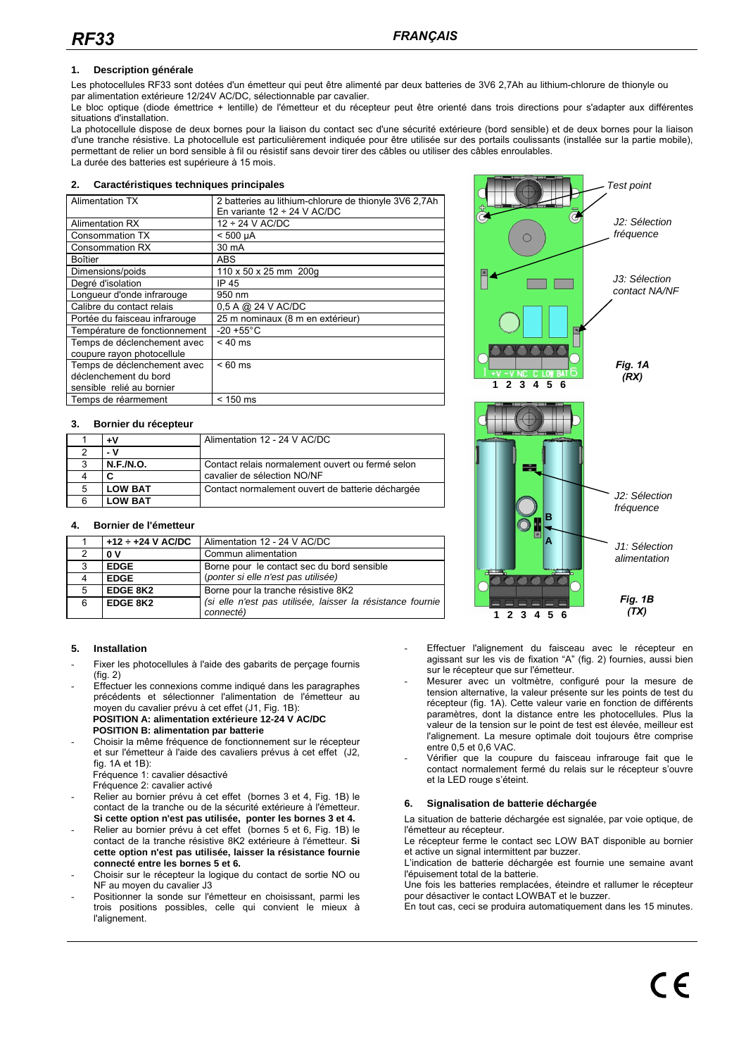## 1. Description générale

Les photocellules RF33 sont dotées d'un émetteur qui peut être alimenté par deux batteries de 3V6 2,7Ah au lithium-chlorure de thionyle ou par alimentation extérieure 12/24V AC/DC, sélectionnable par cavalier.
Le bloc optique (diode émettrice + lentille) de l'émetteur et du récepteur peut être orienté dans trois directions pour s'adapter aux différentes situations d'installation.
La photocellule dispose de deux bornes pour la liaison du contact sec d'une sécurité extérieure (bord sensible) et de deux bornes pour la liaison d'une tranche résistive. La photocellule est particulièrement indiquée pour être utilisée sur des portails coulissants (installée sur la partie mobile), permettant de relier un bord sensible à fil ou résistif sans devoir tirer des câbles ou utiliser des câbles enroulables.
La durée des batteries est supérieure à 15 mois.

## 2. Caractéristiques techniques principales

| | |
|---|---|
| Alimentation TX | 2 batteries au lithium-chlorure de thionyle 3V6 2,7Ah<br>En variante 12 ÷ 24 V AC/DC |
| Alimentation RX | 12 ÷ 24 V AC/DC |
| Consommation TX | < 500 µA |
| Consommation RX | 30 mA |
| Boîtier | ABS |
| Dimensions/poids | 110 x 50 x 25 mm 200g |
| Degré d'isolation | IP 45 |
| Longueur d'onde infrarouge | 950 nm |
| Calibre du contact relais | 0,5 A @ 24 V AC/DC |
| Portée du faisceau infrarouge | 25 m nominaux (8 m en extérieur) |
| Température de fonctionnement | -20 +55°C |
| Temps de déclenchement avec coupure rayon photocellule | < 40 ms |
| Temps de déclenchement avec déclenchement du bord sensible relié au bornier | < 60 ms |
| Temps de réarmement | < 150 ms |

## 3. Bornier du récepteur

| | | |
|---|---|---|
| 1 | **+V** | Alimentation 12 - 24 V AC/DC |
| 2 | **- V** | |
| 3 | **N.F./N.O.** | Contact relais normalement ouvert ou fermé selon cavalier de sélection NO/NF |
| 4 | **C** | |
| 5 | **LOW BAT** | Contact normalement ouvert de batterie déchargée |
| 6 | **LOW BAT** | |

## 4. Bornier de l'émetteur

| | | |
|---|---|---|
| 1 | **+12 ÷ +24 V AC/DC** | Alimentation 12 - 24 V AC/DC |
| 2 | **0 V** | Commun alimentation |
| 3 | **EDGE** | Borne pour le contact sec du bord sensible<br>*(ponter si elle n'est pas utilisée)* |
| 4 | **EDGE** | |
| 5 | **EDGE 8K2** | Borne pour la tranche résistive 8K2<br>*(si elle n'est pas utilisée, laisser la résistance fournie connecté)* |
| 6 | **EDGE 8K2** | |

Test point

J2: Sélection fréquence

J3: Sélection contact NA/NF

1 2 3 4 5 6

**Fig. 1A (RX)**

J2: Sélection fréquence

J1: Sélection alimentation

1 2 3 4 5 6

**Fig. 1B (TX)**

## 5. Installation

- Fixer les photocellules à l'aide des gabarits de perçage fournis (fig. 2)
- Effectuer les connexions comme indiqué dans les paragraphes précédents et sélectionner l'alimentation de l'émetteur au moyen du cavalier prévu à cet effet (J1, Fig. 1B):
  **POSITION A: alimentation extérieure 12-24 V AC/DC**
  **POSITION B: alimentation par batterie**
- Choisir la même fréquence de fonctionnement sur le récepteur et sur l'émetteur à l'aide des cavaliers prévus à cet effet (J2, fig. 1A et 1B):
  Fréquence 1: cavalier désactivé
  Fréquence 2: cavalier activé
- Relier au bornier prévu à cet effet (bornes 3 et 4, Fig. 1B) le contact de la tranche ou de la sécurité extérieure à l'émetteur. **Si cette option n'est pas utilisée, ponter les bornes 3 et 4.**
- Relier au bornier prévu à cet effet (bornes 5 et 6, Fig. 1B) le contact de la tranche résistive 8K2 extérieure à l'émetteur. **Si cette option n'est pas utilisée, laisser la résistance fournie connecté entre les bornes 5 et 6.**
- Choisir sur le récepteur la logique du contact de sortie NO ou NF au moyen du cavalier J3
- Positionner la sonde sur l'émetteur en choisissant, parmi les trois positions possibles, celle qui convient le mieux à l'alignement.
- Effectuer l'alignement du faisceau avec le récepteur en agissant sur les vis de fixation "A" (fig. 2) fournies, aussi bien sur le récepteur que sur l'émetteur.
- Mesurer avec un voltmètre, configuré pour la mesure de tension alternative, la valeur présente sur les points de test du récepteur (fig. 1A). Cette valeur varie en fonction de différents paramètres, dont la distance entre les photocellules. Plus la valeur de la tension sur le point de test est élevée, meilleur est l'alignement. La mesure optimale doit toujours être comprise entre 0,5 et 0,6 VAC.
- Vérifier que la coupure du faisceau infrarouge fait que le contact normalement fermé du relais sur le récepteur s'ouvre et la LED rouge s'éteint.

## 6. Signalisation de batterie déchargée

La situation de batterie déchargée est signalée, par voie optique, de l'émetteur au récepteur.
Le récepteur ferme le contact sec LOW BAT disponible au bornier et active un signal intermittent par buzzer.
L'indication de batterie déchargée est fournie une semaine avant l'épuisement total de la batterie.
Une fois les batteries remplacées, éteindre et rallumer le récepteur pour désactiver le contact LOWBAT et le buzzer.
En tout cas, ceci se produira automatiquement dans les 15 minutes.

CE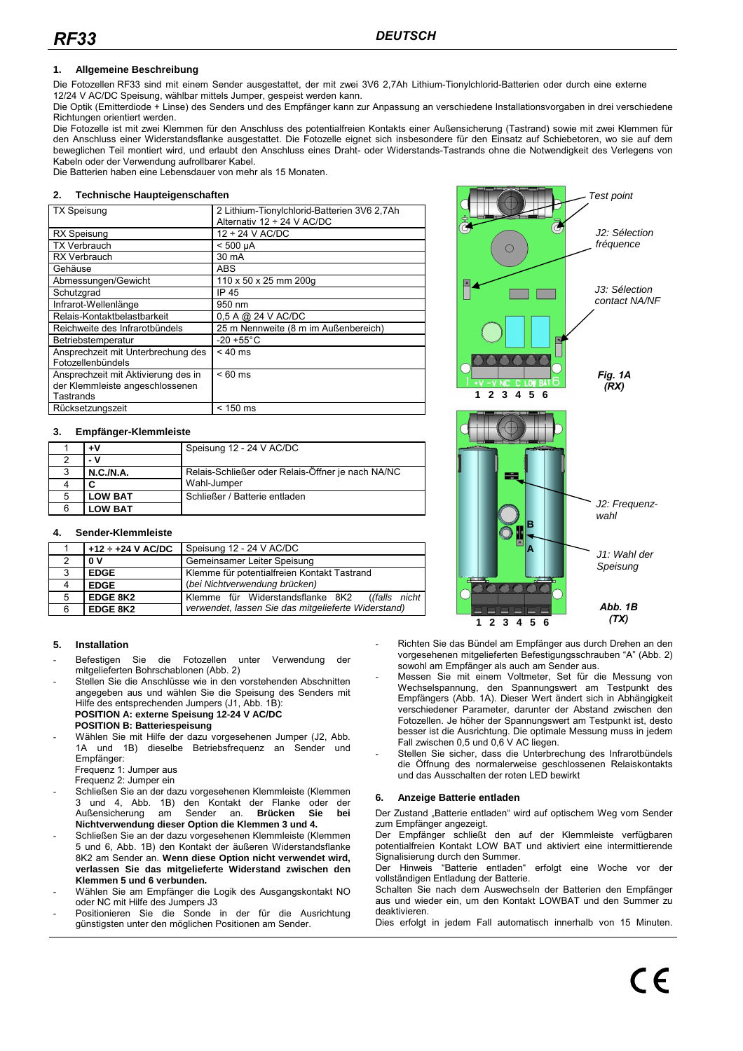# RF33

**DEUTSCH**

## 1. Allgemeine Beschreibung

Die Fotozellen RF33 sind mit einem Sender ausgestattet, der mit zwei 3V6 2,7Ah Lithium-Tionylchlorid-Batterien oder durch eine externe 12/24 V AC/DC Speisung, wählbar mittels Jumper, gespeist werden kann.

Die Optik (Emitterdiode + Linse) des Senders und des Empfänger kann zur Anpassung an verschiedene Installationsvorgaben in drei verschiedene Richtungen orientiert werden.

Die Fotozelle ist mit zwei Klemmen für den Anschluss des potentialfreien Kontakts einer Außensicherung (Tastrand) sowie mit zwei Klemmen für den Anschluss einer Widerstandsflanke ausgestattet. Die Fotozelle eignet sich insbesondere für den Einsatz auf Schiebetoren, wo sie auf dem beweglichen Teil montiert wird, und erlaubt den Anschluss eines Draht- oder Widerstands-Tastrands ohne die Notwendigkeit des Verlegens von Kabeln oder der Verwendung aufrollbarer Kabel.

Die Batterien haben eine Lebensdauer von mehr als 15 Monaten.

## 2. Technische Haupteigenschaften

| | |
|---|---|
| TX Speisung | 2 Lithium-Tionylchlorid-Batterien 3V6 2,7Ah<br>Alternativ 12 ÷ 24 V AC/DC |
| RX Speisung | 12 ÷ 24 V AC/DC |
| TX Verbrauch | < 500 µA |
| RX Verbrauch | 30 mA |
| Gehäuse | ABS |
| Abmessungen/Gewicht | 110 x 50 x 25 mm 200g |
| Schutzgrad | IP 45 |
| Infrarot-Wellenlänge | 950 nm |
| Relais-Kontaktbelastbarkeit | 0,5 A @ 24 V AC/DC |
| Reichweite des Infrarotbündels | 25 m Nennweite (8 m im Außenbereich) |
| Betriebstemperatur | -20 +55°C |
| Ansprechzeit mit Unterbrechung des Fotozellenbündels | < 40 ms |
| Ansprechzeit mit Aktivierung des in der Klemmleiste angeschlossenen Tastrands | < 60 ms |
| Rücksetzungszeit | < 150 ms |

## 3. Empfänger-Klemmleiste

| | | |
|---|---|---|
| 1 | **+V** | Speisung 12 - 24 V AC/DC |
| 2 | **- V** | |
| 3 | **N.C./N.A.** | Relais-Schließer oder Relais-Öffner je nach NA/NC Wahl-Jumper |
| 4 | **C** | |
| 5 | **LOW BAT** | Schließer / Batterie entladen |
| 6 | **LOW BAT** | |

## 4. Sender-Klemmleiste

| | | |
|---|---|---|
| 1 | **+12 ÷ +24 V AC/DC** | Speisung 12 - 24 V AC/DC |
| 2 | **0 V** | Gemeinsamer Leiter Speisung |
| 3 | **EDGE** | Klemme für potentialfreien Kontakt Tastrand |
| 4 | **EDGE** | *(bei Nichtverwendung brücken)* |
| 5 | **EDGE 8K2** | Klemme für Widerstandsflanke 8K2 *((falls nicht* |
| 6 | **EDGE 8K2** | *verwendet, lassen Sie das mitgelieferte Widerstand)* |

Test point

*J2: Sélection fréquence*

*J3: Sélection contact NA/NF*

1 2 3 4 5 6

***Fig. 1A (RX)***

*J2: Frequenz-wahl*

*J1: Wahl der Speisung*

1 2 3 4 5 6

***Abb. 1B (TX)***

## 5. Installation

- Befestigen Sie die Fotozellen unter Verwendung der mitgelieferten Bohrschablonen (Abb. 2)
- Stellen Sie die Anschlüsse wie in den vorstehenden Abschnitten angegeben aus und wählen Sie die Speisung des Senders mit Hilfe des entsprechenden Jumpers (J1, Abb. 1B):
  **POSITION A: externe Speisung 12-24 V AC/DC**
  **POSITION B: Batteriespeisung**
- Wählen Sie mit Hilfe der dazu vorgesehenen Jumper (J2, Abb. 1A und 1B) dieselbe Betriebsfrequenz an Sender und Empfänger:
  Frequenz 1: Jumper aus
  Frequenz 2: Jumper ein
- Schließen Sie an der dazu vorgesehenen Klemmleiste (Klemmen 3 und 4, Abb. 1B) den Kontakt der Flanke oder der Außensicherung am Sender an. **Brücken Sie bei Nichtverwendung dieser Option die Klemmen 3 und 4.**
- Schließen Sie an der dazu vorgesehenen Klemmleiste (Klemmen 5 und 6, Abb. 1B) den Kontakt der äußeren Widerstandsflanke 8K2 am Sender an. **Wenn diese Option nicht verwendet wird, verlassen Sie das mitgelieferte Widerstand zwischen den Klemmen 5 und 6 verbunden.**
- Wählen Sie am Empfänger die Logik des Ausgangskontakt NO oder NC mit Hilfe des Jumpers J3
- Positionieren Sie die Sonde in der für die Ausrichtung günstigsten unter den möglichen Positionen am Sender.
- Richten Sie das Bündel am Empfänger aus durch Drehen an den vorgesehenen mitgelieferten Befestigungsschrauben "A" (Abb. 2) sowohl am Empfänger als auch am Sender aus.
- Messen Sie mit einem Voltmeter, Set für die Messung von Wechselspannung, den Spannungswert am Testpunkt des Empfängers (Abb. 1A). Dieser Wert ändert sich in Abhängigkeit verschiedener Parameter, darunter der Abstand zwischen den Fotozellen. Je höher der Spannungswert am Testpunkt ist, desto besser ist die Ausrichtung. Die optimale Messung muss in jedem Fall zwischen 0,5 und 0,6 V AC liegen.
- Stellen Sie sicher, dass die Unterbrechung des Infrarotbündels die Öffnung des normalerweise geschlossenen Relaiskontakts und das Ausschalten der roten LED bewirkt

## 6. Anzeige Batterie entladen

Der Zustand „Batterie entladen" wird auf optischem Weg vom Sender zum Empfänger angezeigt.

Der Empfänger schließt den auf der Klemmleiste verfügbaren potentialfreien Kontakt LOW BAT und aktiviert eine intermittierende Signalisierung durch den Summer.

Der Hinweis "Batterie entladen" erfolgt eine Woche vor der vollständigen Entladung der Batterie.

Schalten Sie nach dem Auswechseln der Batterien den Empfänger aus und wieder ein, um den Kontakt LOWBAT und den Summer zu deaktivieren.

Dies erfolgt in jedem Fall automatisch innerhalb von 15 Minuten.

CE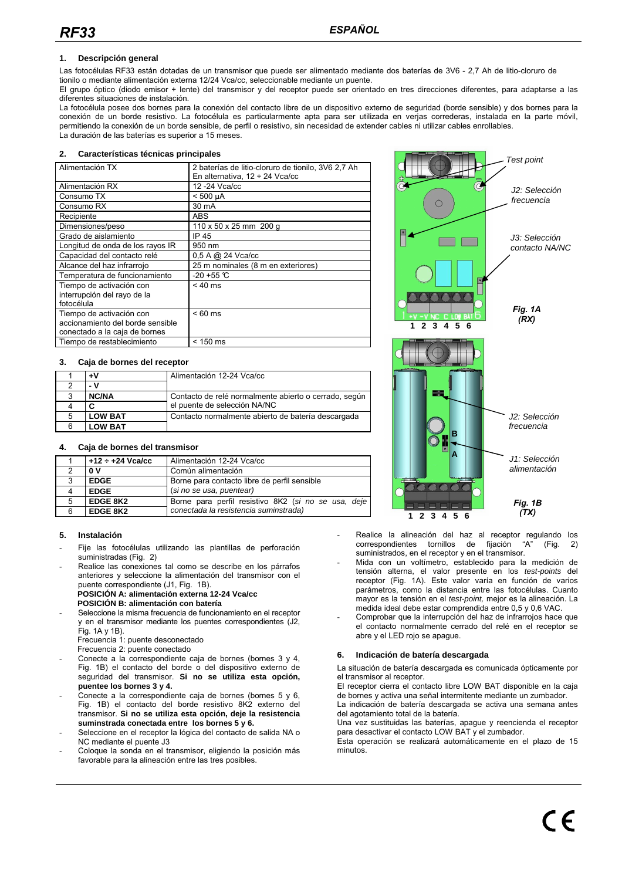# RF33

## ESPAÑOL

### 1. Descripción general

Las fotocélulas RF33 están dotadas de un transmisor que puede ser alimentado mediante dos baterías de 3V6 - 2,7 Ah de litio-cloruro de tionilo o mediante alimentación externa 12/24 Vca/cc, seleccionable mediante un puente.
El grupo óptico (diodo emisor + lente) del transmisor y del receptor puede ser orientado en tres direcciones diferentes, para adaptarse a las diferentes situaciones de instalación.
La fotocélula posee dos bornes para la conexión del contacto libre de un dispositivo externo de seguridad (borde sensible) y dos bornes para la conexión de un borde resistivo. La fotocélula es particularmente apta para ser utilizada en verjas correderas, instalada en la parte móvil, permitiendo la conexión de un borde sensible, de perfil o resistivo, sin necesidad de extender cables ni utilizar cables enrollables.
La duración de las baterías es superior a 15 meses.

### 2. Características técnicas principales

| | |
|---|---|
| Alimentación TX | 2 baterías de litio-cloruro de tionilo, 3V6 2,7 Ah En alternativa, 12 ÷ 24 Vca/cc |
| Alimentación RX | 12 -24 Vca/cc |
| Consumo TX | < 500 µA |
| Consumo RX | 30 mA |
| Recipiente | ABS |
| Dimensiones/peso | 110 x 50 x 25 mm 200 g |
| Grado de aislamiento | IP 45 |
| Longitud de onda de los rayos IR | 950 nm |
| Capacidad del contacto relé | 0,5 A @ 24 Vca/cc |
| Alcance del haz infrarrojo | 25 m nominales (8 m en exteriores) |
| Temperatura de funcionamiento | -20 +55 °C |
| Tiempo de activación con interrupción del rayo de la fotocélula | < 40 ms |
| Tiempo de activación con accionamiento del borde sensible conectado a la caja de bornes | < 60 ms |
| Tiempo de restablecimiento | < 150 ms |

*Test point*

*J2: Selección frecuencia*

*J3: Selección contacto NA/NC*

+V -V NC C LOW BAT
1 2 3 4 5 6

***Fig. 1A (RX)***

*J2: Selección frecuencia*

*J1: Selección alimentación*

1 2 3 4 5 6

***Fig. 1B (TX)***

### 3. Caja de bornes del receptor

| | | |
|---|---|---|
| 1 | **+V** | Alimentación 12-24 Vca/cc |
| 2 | **- V** | |
| 3 | **NC/NA** | Contacto de relé normalmente abierto o cerrado, según el puente de selección NA/NC |
| 4 | **C** | |
| 5 | **LOW BAT** | Contacto normalmente abierto de batería descargada |
| 6 | **LOW BAT** | |

### 4. Caja de bornes del transmisor

| | | |
|---|---|---|
| 1 | **+12 ÷ +24 Vca/cc** | Alimentación 12-24 Vca/cc |
| 2 | **0 V** | Común alimentación |
| 3 | **EDGE** | Borne para contacto libre de perfil sensible *(si no se usa, puentear)* |
| 4 | **EDGE** | |
| 5 | **EDGE 8K2** | Borne para perfil resistivo 8K2 *(si no se usa, deje conectada la resistencia suministrada)* |
| 6 | **EDGE 8K2** | |

### 5. Instalación

- Fije las fotocélulas utilizando las plantillas de perforación suministradas (Fig. 2)
- Realice las conexiones tal como se describe en los párrafos anteriores y seleccione la alimentación del transmisor con el puente correspondiente (J1, Fig. 1B).
  **POSICIÓN A: alimentación externa 12-24 Vca/cc**
  **POSICIÓN B: alimentación con batería**
- Seleccione la misma frecuencia de funcionamiento en el receptor y en el transmisor mediante los puentes correspondientes (J2, Fig. 1A y 1B).
  Frecuencia 1: puente desconectado
  Frecuencia 2: puente conectado
- Conecte a la correspondiente caja de bornes (bornes 3 y 4, Fig. 1B) el contacto del borde o del dispositivo externo de seguridad del transmisor. **Si no se utiliza esta opción, puentee los bornes 3 y 4.**
- Conecte a la correspondiente caja de bornes (bornes 5 y 6, Fig. 1B) el contacto del borde resistivo 8K2 externo del transmisor. **Si no se utiliza esta opción, deje la resistencia suministrada conectada entre los bornes 5 y 6.**
- Seleccione en el receptor la lógica del contacto de salida NA o NC mediante el puente J3
- Coloque la sonda en el transmisor, eligiendo la posición más favorable para la alineación entre las tres posibles.
- Realice la alineación del haz al receptor regulando los correspondientes tornillos de fijación "A" (Fig. 2) suministrados, en el receptor y en el transmisor.
- Mida con un voltímetro, establecido para la medición de tensión alterna, el valor presente en los *test-points* del receptor (Fig. 1A). Este valor varía en función de varios parámetros, como la distancia entre las fotocélulas. Cuanto mayor es la tensión en el *test-point,* mejor es la alineación. La medida ideal debe estar comprendida entre 0,5 y 0,6 VAC.
- Comprobar que la interrupción del haz de infrarrojos hace que el contacto normalmente cerrado del relé en el receptor se abre y el LED rojo se apague.

### 6. Indicación de batería descargada

La situación de batería descargada es comunicada ópticamente por el transmisor al receptor.
El receptor cierra el contacto libre LOW BAT disponible en la caja de bornes y activa una señal intermitente mediante un zumbador.
La indicación de batería descargada se activa una semana antes del agotamiento total de la batería.
Una vez sustituidas las baterías, apague y reencienda el receptor para desactivar el contacto LOW BAT y el zumbador.
Esta operación se realizará automáticamente en el plazo de 15 minutos.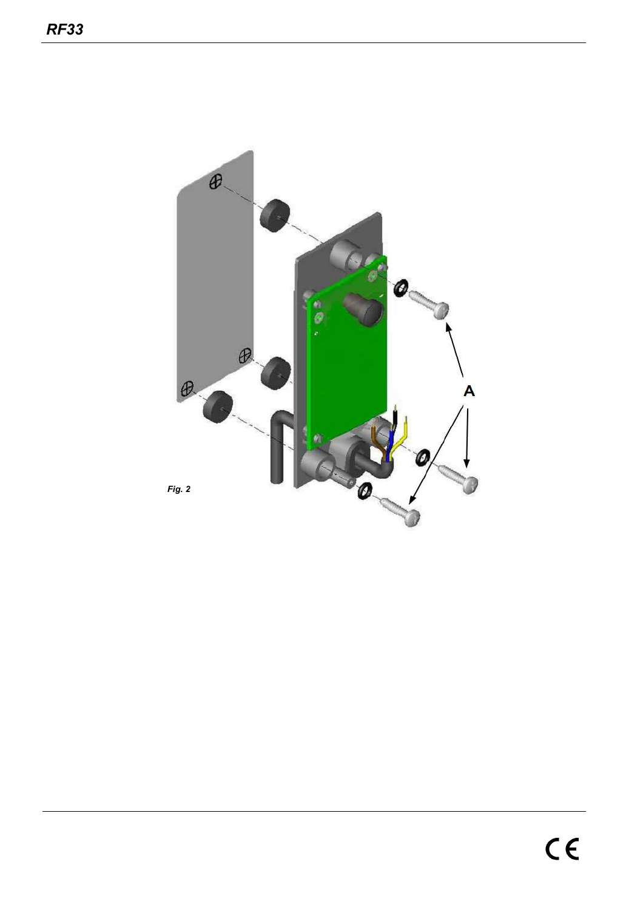A

*Fig. 2*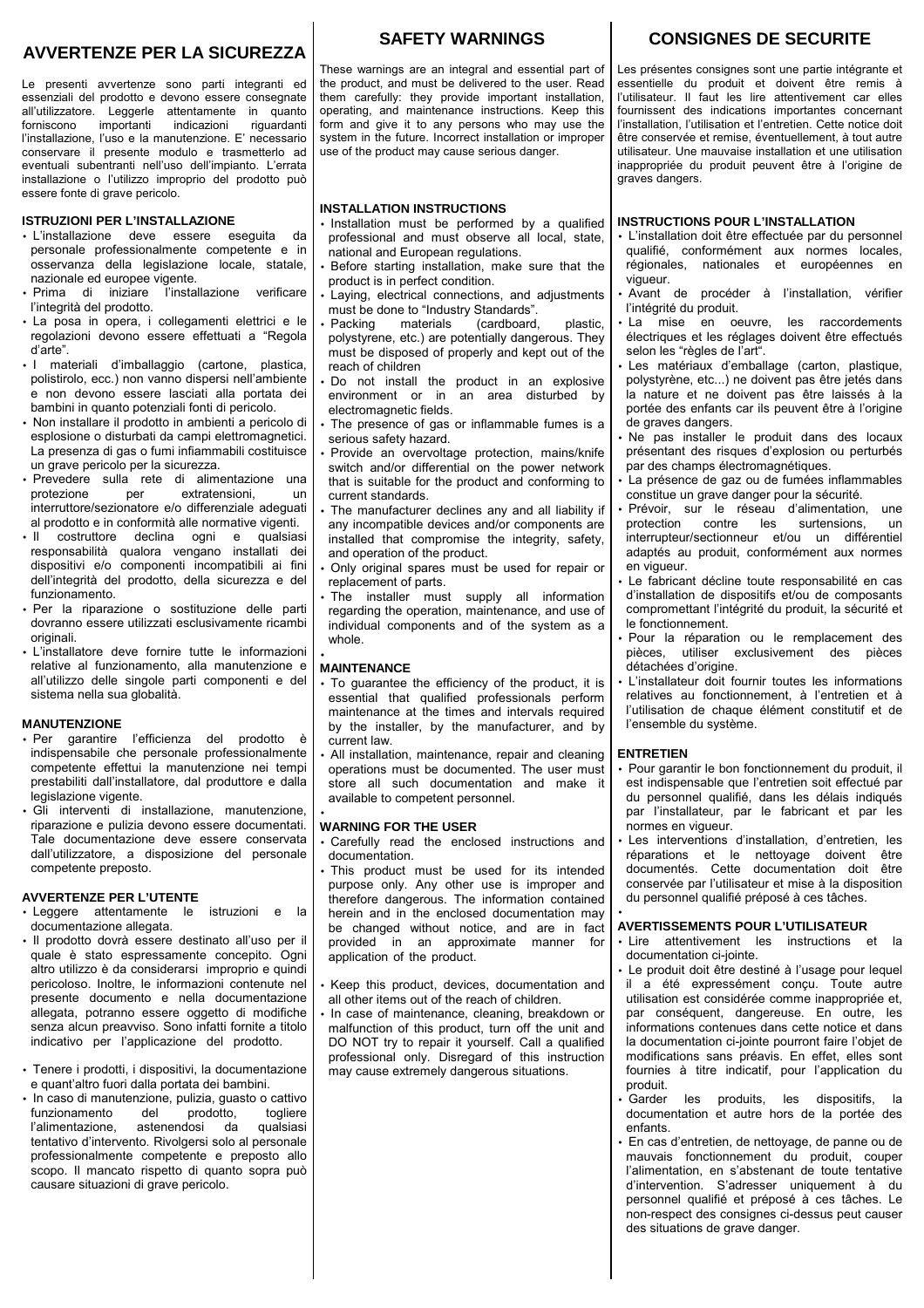# AVVERTENZE PER LA SICUREZZA

Le presenti avvertenze sono parti integranti ed essenziali del prodotto e devono essere consegnate all'utilizzatore. Leggerle attentamente in quanto forniscono importanti indicazioni riguardanti l'installazione, l'uso e la manutenzione. E' necessario conservare il presente modulo e trasmetterlo ad eventuali subentranti nell'uso dell'impianto. L'errata installazione o l'utilizzo improprio del prodotto può essere fonte di grave pericolo.

### ISTRUZIONI PER L'INSTALLAZIONE

- L'installazione deve essere eseguita da personale professionalmente competente e in osservanza della legislazione locale, statale, nazionale ed europee vigente.
- Prima di iniziare l'installazione verificare l'integrità del prodotto.
- La posa in opera, i collegamenti elettrici e le regolazioni devono essere effettuati a "Regola d'arte".
- I materiali d'imballaggio (cartone, plastica, polistirolo, ecc.) non vanno dispersi nell'ambiente e non devono essere lasciati alla portata dei bambini in quanto potenziali fonti di pericolo.
- Non installare il prodotto in ambienti a pericolo di esplosione o disturbati da campi elettromagnetici. La presenza di gas o fumi infiammabili costituisce un grave pericolo per la sicurezza.
- Prevedere sulla rete di alimentazione una protezione per extratensioni, un interruttore/sezionatore e/o differenziale adeguati al prodotto e in conformità alle normative vigenti.
- Il costruttore declina ogni e qualsiasi responsabilità qualora vengano installati dei dispositivi e/o componenti incompatibili ai fini dell'integrità del prodotto, della sicurezza e del funzionamento.
- Per la riparazione o sostituzione delle parti dovranno essere utilizzati esclusivamente ricambi originali.
- L'installatore deve fornire tutte le informazioni relative al funzionamento, alla manutenzione e all'utilizzo delle singole parti componenti e del sistema nella sua globalità.

### MANUTENZIONE

- Per garantire l'efficienza del prodotto è indispensabile che personale professionalmente competente effettui la manutenzione nei tempi prestabiliti dall'installatore, dal produttore e dalla legislazione vigente.
- Gli interventi di installazione, manutenzione, riparazione e pulizia devono essere documentati. Tale documentazione deve essere conservata dall'utilizzatore, a disposizione del personale competente preposto.

### AVVERTENZE PER L'UTENTE

- Leggere attentamente le istruzioni e la documentazione allegata.
- Il prodotto dovrà essere destinato all'uso per il quale è stato espressamente concepito. Ogni altro utilizzo è da considerarsi improprio e quindi pericoloso. Inoltre, le informazioni contenute nel presente documento e nella documentazione allegata, potranno essere oggetto di modifiche senza alcun preavviso. Sono infatti fornite a titolo indicativo per l'applicazione del prodotto.
- Tenere i prodotti, i dispositivi, la documentazione e quant'altro fuori dalla portata dei bambini.
- In caso di manutenzione, pulizia, guasto o cattivo funzionamento del prodotto, togliere l'alimentazione, astenendosi da qualsiasi tentativo d'intervento. Rivolgersi solo al personale professionalmente competente e preposto allo scopo. Il mancato rispetto di quanto sopra può causare situazioni di grave pericolo.

# SAFETY WARNINGS

These warnings are an integral and essential part of the product, and must be delivered to the user. Read them carefully: they provide important installation, operating, and maintenance instructions. Keep this form and give it to any persons who may use the system in the future. Incorrect installation or improper use of the product may cause serious danger.

### INSTALLATION INSTRUCTIONS

- Installation must be performed by a qualified professional and must observe all local, state, national and European regulations.
- Before starting installation, make sure that the product is in perfect condition.
- Laying, electrical connections, and adjustments must be done to "Industry Standards".
- Packing materials (cardboard, plastic, polystyrene, etc.) are potentially dangerous. They must be disposed of properly and kept out of the reach of children
- Do not install the product in an explosive environment or in an area disturbed by electromagnetic fields.
- The presence of gas or inflammable fumes is a serious safety hazard.
- Provide an overvoltage protection, mains/knife switch and/or differential on the power network that is suitable for the product and conforming to current standards.
- The manufacturer declines any and all liability if any incompatible devices and/or components are installed that compromise the integrity, safety, and operation of the product.
- Only original spares must be used for repair or replacement of parts.
- The installer must supply all information regarding the operation, maintenance, and use of individual components and of the system as a whole.

### MAINTENANCE

- To guarantee the efficiency of the product, it is essential that qualified professionals perform maintenance at the times and intervals required by the installer, by the manufacturer, and by current law.
- All installation, maintenance, repair and cleaning operations must be documented. The user must store all such documentation and make it available to competent personnel.

### WARNING FOR THE USER

- Carefully read the enclosed instructions and documentation.
- This product must be used for its intended purpose only. Any other use is improper and therefore dangerous. The information contained herein and in the enclosed documentation may be changed without notice, and are in fact provided in an approximate manner for application of the product.
- Keep this product, devices, documentation and all other items out of the reach of children.
- In case of maintenance, cleaning, breakdown or malfunction of this product, turn off the unit and DO NOT try to repair it yourself. Call a qualified professional only. Disregard of this instruction may cause extremely dangerous situations.

# CONSIGNES DE SECURITE

Les présentes consignes sont une partie intégrante et essentielle du produit et doivent être remis à l'utilisateur. Il faut les lire attentivement car elles fournissent des indications importantes concernant l'installation, l'utilisation et l'entretien. Cette notice doit être conservée et remise, éventuellement, à tout autre utilisateur. Une mauvaise installation et une utilisation inappropriée du produit peuvent être à l'origine de graves dangers.

### INSTRUCTIONS POUR L'INSTALLATION

- L'installation doit être effectuée par du personnel qualifié, conformément aux normes locales, régionales, nationales et européennes en vigueur.
- Avant de procéder à l'installation, vérifier l'intégrité du produit.
- La mise en oeuvre, les raccordements électriques et les réglages doivent être effectués selon les "règles de l'art".
- Les matériaux d'emballage (carton, plastique, polystyrène, etc...) ne doivent pas être jetés dans la nature et ne doivent pas être laissés à la portée des enfants car ils peuvent être à l'origine de graves dangers.
- Ne pas installer le produit dans des locaux présentant des risques d'explosion ou perturbés par des champs électromagnétiques.
- La présence de gaz ou de fumées inflammables constitue un grave danger pour la sécurité.
- Prévoir, sur le réseau d'alimentation, une protection contre les surtensions, un interrupteur/sectionneur et/ou un différentiel adaptés au produit, conformément aux normes en vigueur.
- Le fabricant décline toute responsabilité en cas d'installation de dispositifs et/ou de composants compromettant l'intégrité du produit, la sécurité et le fonctionnement.
- Pour la réparation ou le remplacement des pièces, utiliser exclusivement des pièces détachées d'origine.
- L'installateur doit fournir toutes les informations relatives au fonctionnement, à l'entretien et à l'utilisation de chaque élément constitutif et de l'ensemble du système.

### ENTRETIEN

- Pour garantir le bon fonctionnement du produit, il est indispensable que l'entretien soit effectué par du personnel qualifié, dans les délais indiqués par l'installateur, par le fabricant et par les normes en vigueur.
- Les interventions d'installation, d'entretien, les réparations et le nettoyage doivent être documentés. Cette documentation doit être conservée par l'utilisateur et mise à la disposition du personnel qualifié préposé à ces tâches.

### AVERTISSEMENTS POUR L'UTILISATEUR

- Lire attentivement les instructions et la documentation ci-jointe.
- Le produit doit être destiné à l'usage pour lequel il a été expressément conçu. Toute autre utilisation est considérée comme inappropriée et, par conséquent, dangereuse. En outre, les informations contenues dans cette notice et dans la documentation ci-jointe pourront faire l'objet de modifications sans préavis. En effet, elles sont fournies à titre indicatif, pour l'application du produit.
- Garder les produits, les dispositifs, la documentation et autre hors de la portée des enfants.
- En cas d'entretien, de nettoyage, de panne ou de mauvais fonctionnement du produit, couper l'alimentation, en s'abstenant de toute tentative d'intervention. S'adresser uniquement à du personnel qualifié et préposé à ces tâches. Le non-respect des consignes ci-dessus peut causer des situations de grave danger.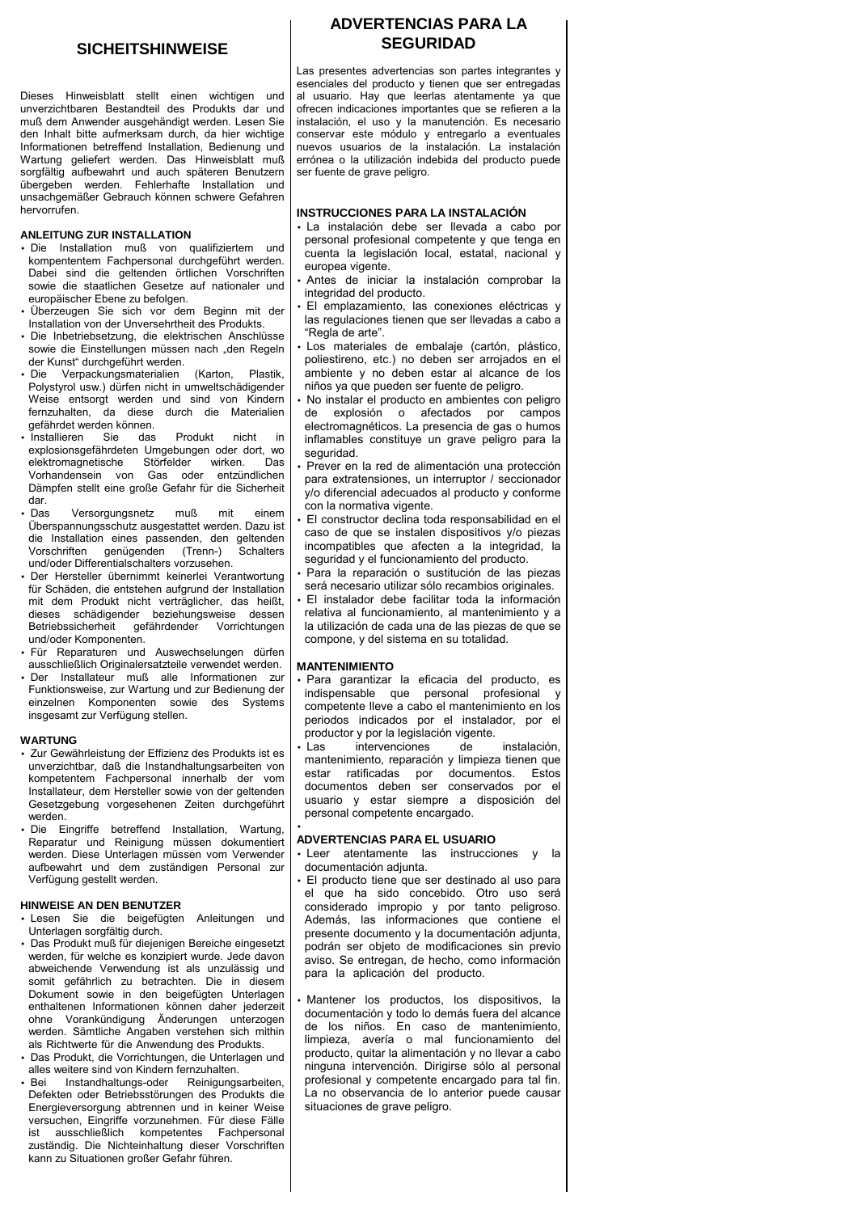## SICHEITSHINWEISE

Dieses Hinweisblatt stellt einen wichtigen und unverzichtbaren Bestandteil des Produkts dar und muß dem Anwender ausgehändigt werden. Lesen Sie den Inhalt bitte aufmerksam durch, da hier wichtige Informationen betreffend Installation, Bedienung und Wartung geliefert werden. Das Hinweisblatt muß sorgfältig aufbewahrt und auch späteren Benutzern übergeben werden. Fehlerhafte Installation und unsachgemäßer Gebrauch können schwere Gefahren hervorrufen.

### ANLEITUNG ZUR INSTALLATION

- Die Installation muß von qualifiziertem und kompententem Fachpersonal durchgeführt werden. Dabei sind die geltenden örtlichen Vorschriften sowie die staatlichen Gesetze auf nationaler und europäischer Ebene zu befolgen.
- Überzeugen Sie sich vor dem Beginn mit der Installation von der Unversehrtheit des Produkts.
- Die Inbetriebsetzung, die elektrischen Anschlüsse sowie die Einstellungen müssen nach „den Regeln der Kunst" durchgeführt werden.
- Die Verpackungsmaterialien (Karton, Plastik, Polystyrol usw.) dürfen nicht in umweltschädigender Weise entsorgt werden und sind von Kindern fernzuhalten, da diese durch die Materialien gefährdet werden können.
- Installieren Sie das Produkt nicht in explosionsgefährdeten Umgebungen oder dort, wo elektromagnetische Störfelder wirken. Das Vorhandensein von Gas oder entzündlichen Dämpfen stellt eine große Gefahr für die Sicherheit dar.
- Das Versorgungsnetz muß mit einem Überspannungsschutz ausgestattet werden. Dazu ist die Installation eines passenden, den geltenden Vorschriften genügenden (Trenn-) Schalters und/oder Differentialschalters vorzusehen.
- Der Hersteller übernimmt keinerlei Verantwortung für Schäden, die entstehen aufgrund der Installation mit dem Produkt nicht verträglicher, das heißt, dieses schädigender beziehungsweise dessen Betriebssicherheit gefährdender Vorrichtungen und/oder Komponenten.
- Für Reparaturen und Auswechselungen dürfen ausschließlich Originalersatzteile verwendet werden.
- Der Installateur muß alle Informationen zur Funktionsweise, zur Wartung und zur Bedienung der einzelnen Komponenten sowie des Systems insgesamt zur Verfügung stellen.

### WARTUNG

- Zur Gewährleistung der Effizienz des Produkts ist es unverzichtbar, daß die Instandhaltungsarbeiten von kompetentem Fachpersonal innerhalb der vom Installateur, dem Hersteller sowie von der geltenden Gesetzgebung vorgesehenen Zeiten durchgeführt werden.
- Die Eingriffe betreffend Installation, Wartung, Reparatur und Reinigung müssen dokumentiert werden. Diese Unterlagen müssen vom Verwender aufbewahrt und dem zuständigen Personal zur Verfügung gestellt werden.

### HINWEISE AN DEN BENUTZER

- Lesen Sie die beigefügten Anleitungen und Unterlagen sorgfältig durch.
- Das Produkt muß für diejenigen Bereiche eingesetzt werden, für welche es konzipiert wurde. Jede davon abweichende Verwendung ist als unzulässig und somit gefährlich zu betrachten. Die in diesem Dokument sowie in den beigefügten Unterlagen enthaltenen Informationen können daher jederzeit ohne Vorankündigung Änderungen unterzogen werden. Sämtliche Angaben verstehen sich mithin als Richtwerte für die Anwendung des Produkts.
- Das Produkt, die Vorrichtungen, die Unterlagen und alles weitere sind von Kindern fernzuhalten.
- Bei Instandhaltungs-oder Reinigungsarbeiten, Defekten oder Betriebsstörungen des Produkts die Energieversorgung abtrennen und in keiner Weise versuchen, Eingriffe vorzunehmen. Für diese Fälle ist ausschließlich kompetentes Fachpersonal zuständig. Die Nichteinhaltung dieser Vorschriften kann zu Situationen großer Gefahr führen.

## ADVERTENCIAS PARA LA SEGURIDAD

Las presentes advertencias son partes integrantes y esenciales del producto y tienen que ser entregadas al usuario. Hay que leerlas atentamente ya que ofrecen indicaciones importantes que se refieren a la instalación, el uso y la manutención. Es necesario conservar este módulo y entregarlo a eventuales nuevos usuarios de la instalación. La instalación errónea o la utilización indebida del producto puede ser fuente de grave peligro.

### INSTRUCCIONES PARA LA INSTALACIÓN

- La instalación debe ser llevada a cabo por personal profesional competente y que tenga en cuenta la legislación local, estatal, nacional y europea vigente.
- Antes de iniciar la instalación comprobar la integridad del producto.
- El emplazamiento, las conexiones eléctricas y las regulaciones tienen que ser llevadas a cabo a "Regla de arte".
- Los materiales de embalaje (cartón, plástico, poliestireno, etc.) no deben ser arrojados en el ambiente y no deben estar al alcance de los niños ya que pueden ser fuente de peligro.
- No instalar el producto en ambientes con peligro de explosión o afectados por campos electromagnéticos. La presencia de gas o humos inflamables constituye un grave peligro para la seguridad.
- Prever en la red de alimentación una protección para extratensiones, un interruptor / seccionador y/o diferencial adecuados al producto y conforme con la normativa vigente.
- El constructor declina toda responsabilidad en el caso de que se instalen dispositivos y/o piezas incompatibles que afecten a la integridad, la seguridad y el funcionamiento del producto.
- Para la reparación o sustitución de las piezas será necesario utilizar sólo recambios originales.
- El instalador debe facilitar toda la información relativa al funcionamiento, al mantenimiento y a la utilización de cada una de las piezas de que se compone, y del sistema en su totalidad.

### MANTENIMIENTO

- Para garantizar la eficacia del producto, es indispensable que personal profesional y competente lleve a cabo el mantenimiento en los periodos indicados por el instalador, por el productor y por la legislación vigente.
- Las intervenciones de instalación, mantenimiento, reparación y limpieza tienen que estar ratificadas por documentos. Estos documentos deben ser conservados por el usuario y estar siempre a disposición del personal competente encargado.

### ADVERTENCIAS PARA EL USUARIO

- Leer atentamente las instrucciones y la documentación adjunta.
- El producto tiene que ser destinado al uso para el que ha sido concebido. Otro uso será considerado impropio y por tanto peligroso. Además, las informaciones que contiene el presente documento y la documentación adjunta, podrán ser objeto de modificaciones sin previo aviso. Se entregan, de hecho, como información para la aplicación del producto.
- Mantener los productos, los dispositivos, la documentación y todo lo demás fuera del alcance de los niños. En caso de mantenimiento, limpieza, avería o mal funcionamiento del producto, quitar la alimentación y no llevar a cabo ninguna intervención. Dirigirse sólo al personal profesional y competente encargado para tal fin. La no observancia de lo anterior puede causar situaciones de grave peligro.